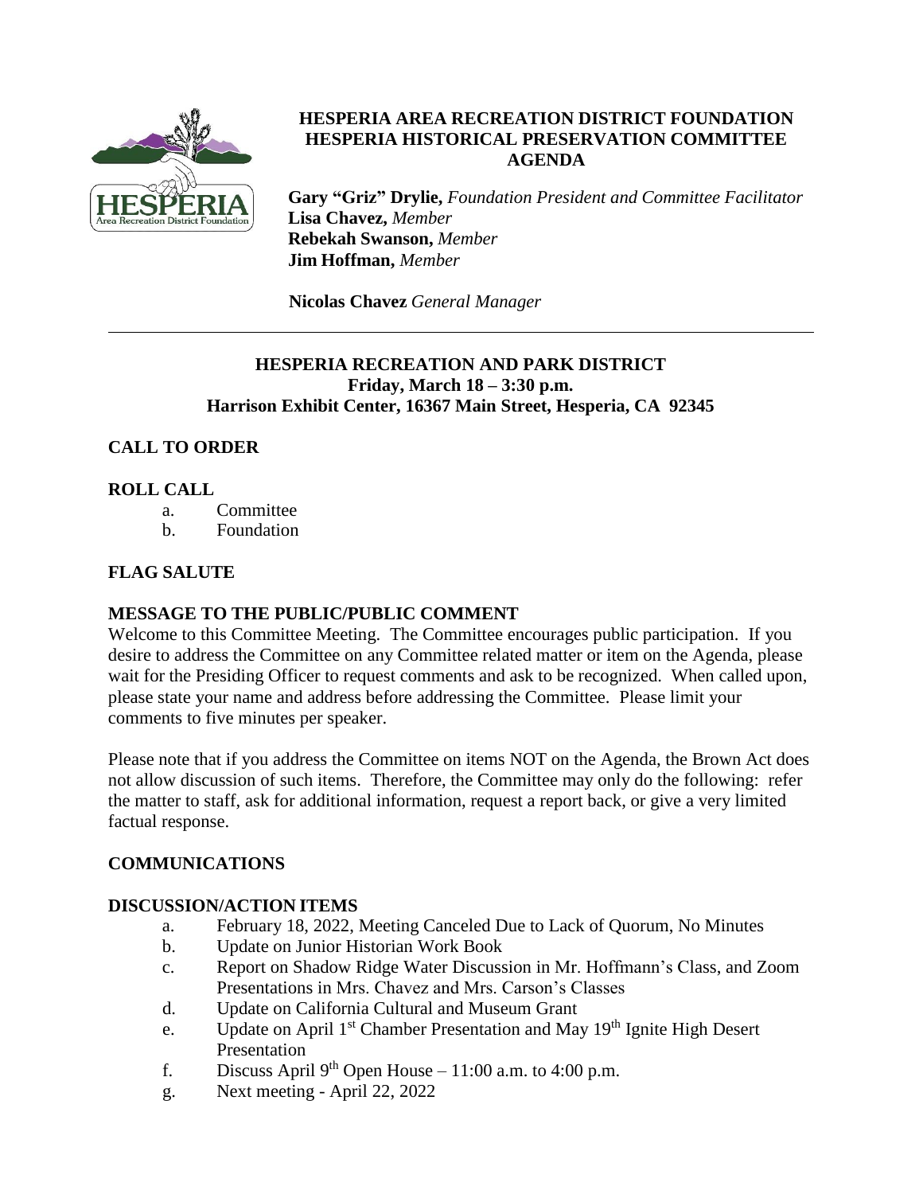# HESPERIA AREA RECREATION DISTRICT FOUNDATION
# HESPERIA HISTORICAL PRESERVATION COMMITTEE
# AGENDA

**Gary "Griz" Drylie,** *Foundation President and Committee Facilitator*
**Lisa Chavez,** *Member*
**Rebekah Swanson,** *Member*
**Jim Hoffman,** *Member*

**Nicolas Chavez** *General Manager*

---

**HESPERIA RECREATION AND PARK DISTRICT**
**Friday, March 18 – 3:30 p.m.**
**Harrison Exhibit Center, 16367 Main Street, Hesperia, CA 92345**

## CALL TO ORDER

## ROLL CALL

a. Committee
b. Foundation

## FLAG SALUTE

## MESSAGE TO THE PUBLIC/PUBLIC COMMENT

Welcome to this Committee Meeting. The Committee encourages public participation. If you desire to address the Committee on any Committee related matter or item on the Agenda, please wait for the Presiding Officer to request comments and ask to be recognized. When called upon, please state your name and address before addressing the Committee. Please limit your comments to five minutes per speaker.

Please note that if you address the Committee on items NOT on the Agenda, the Brown Act does not allow discussion of such items. Therefore, the Committee may only do the following: refer the matter to staff, ask for additional information, request a report back, or give a very limited factual response.

## COMMUNICATIONS

## DISCUSSION/ACTION ITEMS

a. February 18, 2022, Meeting Canceled Due to Lack of Quorum, No Minutes
b. Update on Junior Historian Work Book
c. Report on Shadow Ridge Water Discussion in Mr. Hoffmann's Class, and Zoom Presentations in Mrs. Chavez and Mrs. Carson's Classes
d. Update on California Cultural and Museum Grant
e. Update on April 1st Chamber Presentation and May 19th Ignite High Desert Presentation
f. Discuss April 9th Open House – 11:00 a.m. to 4:00 p.m.
g. Next meeting - April 22, 2022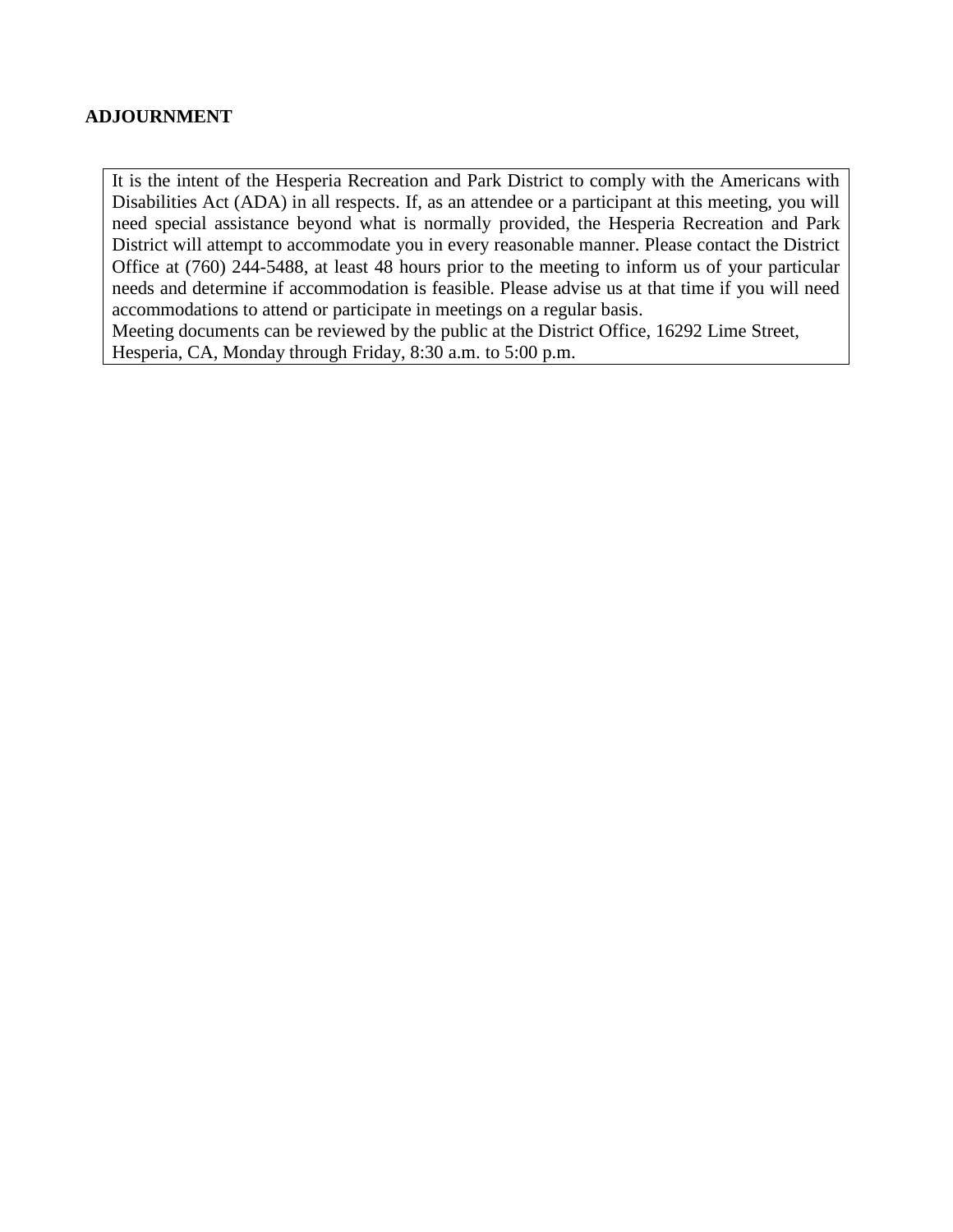**ADJOURNMENT**

It is the intent of the Hesperia Recreation and Park District to comply with the Americans with Disabilities Act (ADA) in all respects. If, as an attendee or a participant at this meeting, you will need special assistance beyond what is normally provided, the Hesperia Recreation and Park District will attempt to accommodate you in every reasonable manner. Please contact the District Office at (760) 244-5488, at least 48 hours prior to the meeting to inform us of your particular needs and determine if accommodation is feasible. Please advise us at that time if you will need accommodations to attend or participate in meetings on a regular basis.
Meeting documents can be reviewed by the public at the District Office, 16292 Lime Street, Hesperia, CA, Monday through Friday, 8:30 a.m. to 5:00 p.m.